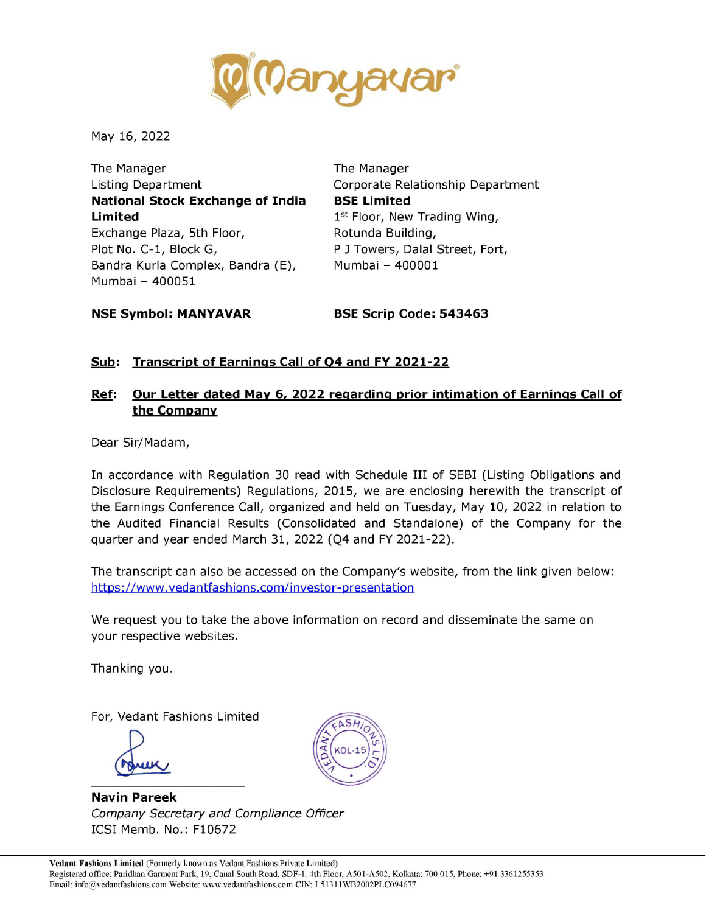May 16, 2022

The Manager
Listing Department
**National Stock Exchange of India Limited**
Exchange Plaza, 5th Floor,
Plot No. C-1, Block G,
Bandra Kurla Complex, Bandra (E),
Mumbai – 400051

The Manager
Corporate Relationship Department
**BSE Limited**
1st Floor, New Trading Wing,
Rotunda Building,
P J Towers, Dalal Street, Fort,
Mumbai – 400001

**NSE Symbol: MANYAVAR**

**BSE Scrip Code: 543463**

**Sub: Transcript of Earnings Call of Q4 and FY 2021-22**

**Ref: Our Letter dated May 6, 2022 regarding prior intimation of Earnings Call of the Company**

Dear Sir/Madam,

In accordance with Regulation 30 read with Schedule III of SEBI (Listing Obligations and Disclosure Requirements) Regulations, 2015, we are enclosing herewith the transcript of the Earnings Conference Call, organized and held on Tuesday, May 10, 2022 in relation to the Audited Financial Results (Consolidated and Standalone) of the Company for the quarter and year ended March 31, 2022 (Q4 and FY 2021-22).

The transcript can also be accessed on the Company's website, from the link given below: https://www.vedantfashions.com/investor-presentation

We request you to take the above information on record and disseminate the same on your respective websites.

Thanking you.

For, Vedant Fashions Limited

**Navin Pareek**
*Company Secretary and Compliance Officer*
ICSI Memb. No.: F10672

**Vedant Fashions Limited** (Formerly known as Vedant Fashions Private Limited)
Registered office: Paridhan Garment Park, 19, Canal South Road, SDF-1, 4th Floor, A501-A502, Kolkata: 700 015, Phone: +91 3361255353
Email: info@vedantfashions.com Website: www.vedantfashions.com CIN: L51311WB2002PLC094677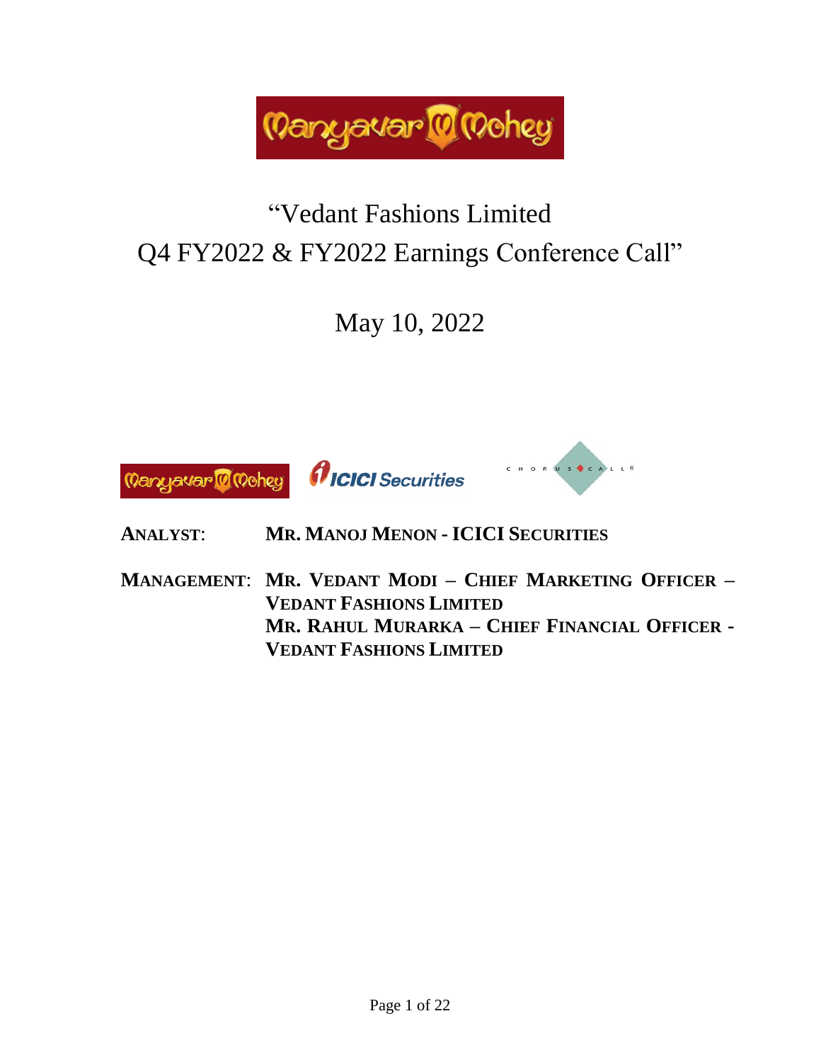# "Vedant Fashions Limited
# Q4 FY2022 & FY2022 Earnings Conference Call"

## May 10, 2022

**ANALYST**: **MR. MANOJ MENON - ICICI SECURITIES**

**MANAGEMENT**: **MR. VEDANT MODI – CHIEF MARKETING OFFICER – VEDANT FASHIONS LIMITED**
**MR. RAHUL MURARKA – CHIEF FINANCIAL OFFICER - VEDANT FASHIONS LIMITED**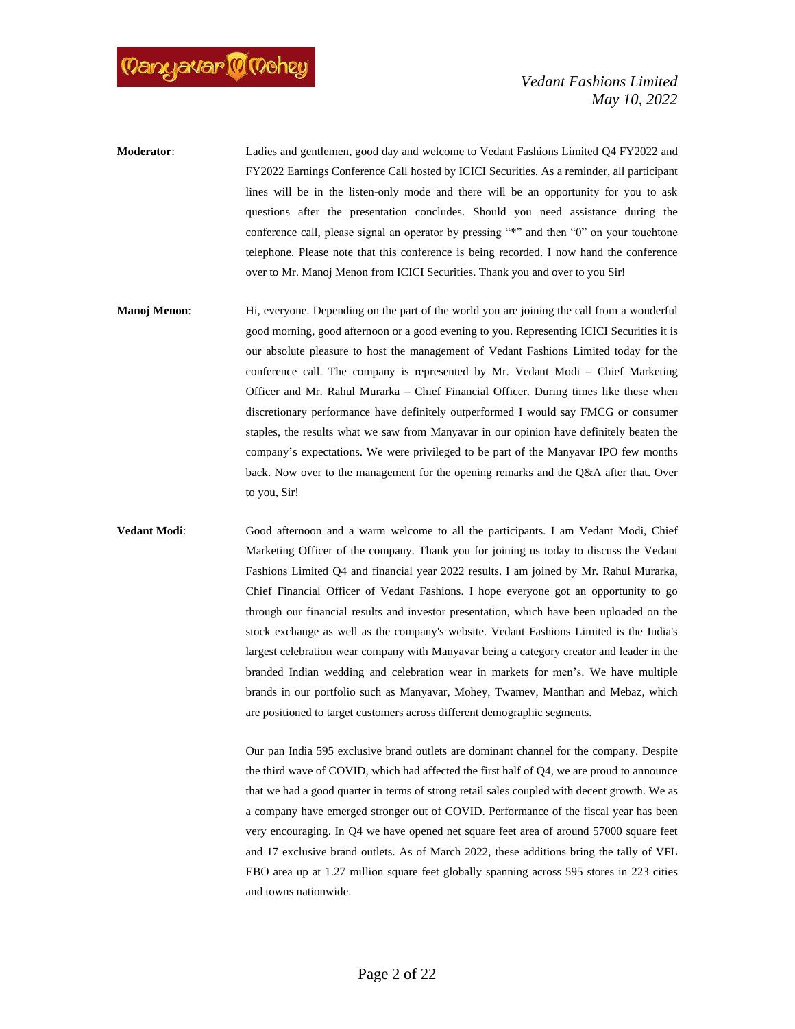**Moderator**: Ladies and gentlemen, good day and welcome to Vedant Fashions Limited Q4 FY2022 and FY2022 Earnings Conference Call hosted by ICICI Securities. As a reminder, all participant lines will be in the listen-only mode and there will be an opportunity for you to ask questions after the presentation concludes. Should you need assistance during the conference call, please signal an operator by pressing "*" and then "0" on your touchtone telephone. Please note that this conference is being recorded. I now hand the conference over to Mr. Manoj Menon from ICICI Securities. Thank you and over to you Sir!

**Manoj Menon**: Hi, everyone. Depending on the part of the world you are joining the call from a wonderful good morning, good afternoon or a good evening to you. Representing ICICI Securities it is our absolute pleasure to host the management of Vedant Fashions Limited today for the conference call. The company is represented by Mr. Vedant Modi – Chief Marketing Officer and Mr. Rahul Murarka – Chief Financial Officer. During times like these when discretionary performance have definitely outperformed I would say FMCG or consumer staples, the results what we saw from Manyavar in our opinion have definitely beaten the company's expectations. We were privileged to be part of the Manyavar IPO few months back. Now over to the management for the opening remarks and the Q&A after that. Over to you, Sir!

**Vedant Modi**: Good afternoon and a warm welcome to all the participants. I am Vedant Modi, Chief Marketing Officer of the company. Thank you for joining us today to discuss the Vedant Fashions Limited Q4 and financial year 2022 results. I am joined by Mr. Rahul Murarka, Chief Financial Officer of Vedant Fashions. I hope everyone got an opportunity to go through our financial results and investor presentation, which have been uploaded on the stock exchange as well as the company's website. Vedant Fashions Limited is the India's largest celebration wear company with Manyavar being a category creator and leader in the branded Indian wedding and celebration wear in markets for men's. We have multiple brands in our portfolio such as Manyavar, Mohey, Twamev, Manthan and Mebaz, which are positioned to target customers across different demographic segments.

Our pan India 595 exclusive brand outlets are dominant channel for the company. Despite the third wave of COVID, which had affected the first half of Q4, we are proud to announce that we had a good quarter in terms of strong retail sales coupled with decent growth. We as a company have emerged stronger out of COVID. Performance of the fiscal year has been very encouraging. In Q4 we have opened net square feet area of around 57000 square feet and 17 exclusive brand outlets. As of March 2022, these additions bring the tally of VFL EBO area up at 1.27 million square feet globally spanning across 595 stores in 223 cities and towns nationwide.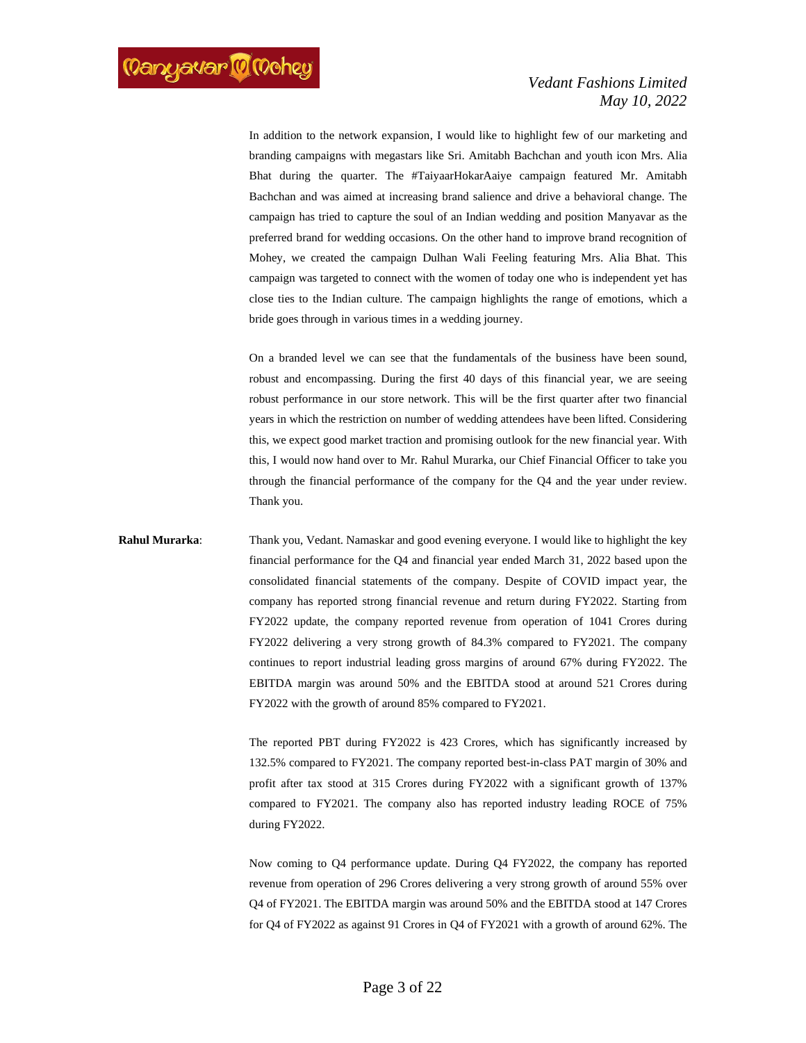In addition to the network expansion, I would like to highlight few of our marketing and branding campaigns with megastars like Sri. Amitabh Bachchan and youth icon Mrs. Alia Bhat during the quarter. The #TaiyaarHokarAaiye campaign featured Mr. Amitabh Bachchan and was aimed at increasing brand salience and drive a behavioral change. The campaign has tried to capture the soul of an Indian wedding and position Manyavar as the preferred brand for wedding occasions. On the other hand to improve brand recognition of Mohey, we created the campaign Dulhan Wali Feeling featuring Mrs. Alia Bhat. This campaign was targeted to connect with the women of today one who is independent yet has close ties to the Indian culture. The campaign highlights the range of emotions, which a bride goes through in various times in a wedding journey.

On a branded level we can see that the fundamentals of the business have been sound, robust and encompassing. During the first 40 days of this financial year, we are seeing robust performance in our store network. This will be the first quarter after two financial years in which the restriction on number of wedding attendees have been lifted. Considering this, we expect good market traction and promising outlook for the new financial year. With this, I would now hand over to Mr. Rahul Murarka, our Chief Financial Officer to take you through the financial performance of the company for the Q4 and the year under review. Thank you.

**Rahul Murarka**: Thank you, Vedant. Namaskar and good evening everyone. I would like to highlight the key financial performance for the Q4 and financial year ended March 31, 2022 based upon the consolidated financial statements of the company. Despite of COVID impact year, the company has reported strong financial revenue and return during FY2022. Starting from FY2022 update, the company reported revenue from operation of 1041 Crores during FY2022 delivering a very strong growth of 84.3% compared to FY2021. The company continues to report industrial leading gross margins of around 67% during FY2022. The EBITDA margin was around 50% and the EBITDA stood at around 521 Crores during FY2022 with the growth of around 85% compared to FY2021.

The reported PBT during FY2022 is 423 Crores, which has significantly increased by 132.5% compared to FY2021. The company reported best-in-class PAT margin of 30% and profit after tax stood at 315 Crores during FY2022 with a significant growth of 137% compared to FY2021. The company also has reported industry leading ROCE of 75% during FY2022.

Now coming to Q4 performance update. During Q4 FY2022, the company has reported revenue from operation of 296 Crores delivering a very strong growth of around 55% over Q4 of FY2021. The EBITDA margin was around 50% and the EBITDA stood at 147 Crores for Q4 of FY2022 as against 91 Crores in Q4 of FY2021 with a growth of around 62%. The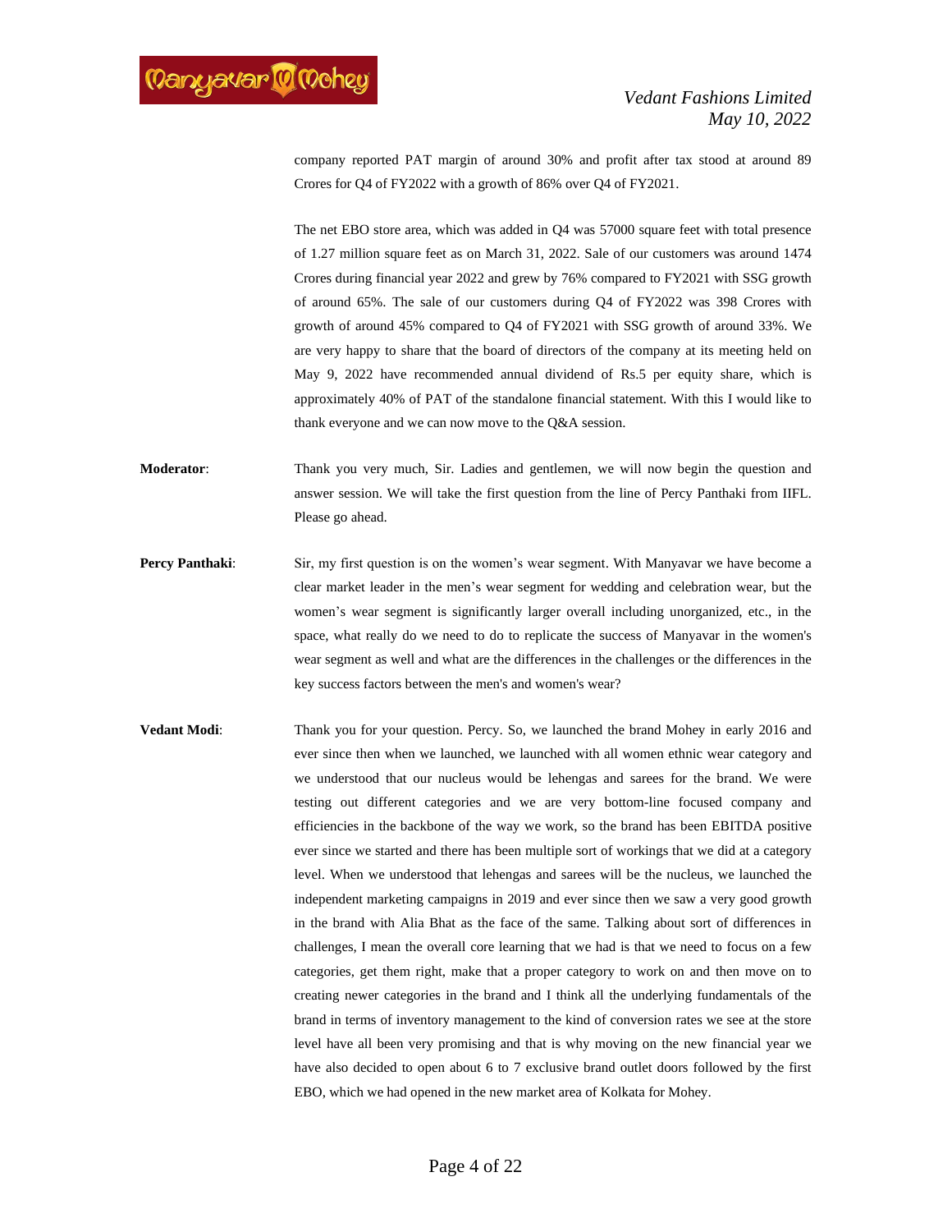company reported PAT margin of around 30% and profit after tax stood at around 89 Crores for Q4 of FY2022 with a growth of 86% over Q4 of FY2021.

The net EBO store area, which was added in Q4 was 57000 square feet with total presence of 1.27 million square feet as on March 31, 2022. Sale of our customers was around 1474 Crores during financial year 2022 and grew by 76% compared to FY2021 with SSG growth of around 65%. The sale of our customers during Q4 of FY2022 was 398 Crores with growth of around 45% compared to Q4 of FY2021 with SSG growth of around 33%. We are very happy to share that the board of directors of the company at its meeting held on May 9, 2022 have recommended annual dividend of Rs.5 per equity share, which is approximately 40% of PAT of the standalone financial statement. With this I would like to thank everyone and we can now move to the Q&A session.

**Moderator**: Thank you very much, Sir. Ladies and gentlemen, we will now begin the question and answer session. We will take the first question from the line of Percy Panthaki from IIFL. Please go ahead.

**Percy Panthaki**: Sir, my first question is on the women's wear segment. With Manyavar we have become a clear market leader in the men's wear segment for wedding and celebration wear, but the women's wear segment is significantly larger overall including unorganized, etc., in the space, what really do we need to do to replicate the success of Manyavar in the women's wear segment as well and what are the differences in the challenges or the differences in the key success factors between the men's and women's wear?

**Vedant Modi**: Thank you for your question. Percy. So, we launched the brand Mohey in early 2016 and ever since then when we launched, we launched with all women ethnic wear category and we understood that our nucleus would be lehengas and sarees for the brand. We were testing out different categories and we are very bottom-line focused company and efficiencies in the backbone of the way we work, so the brand has been EBITDA positive ever since we started and there has been multiple sort of workings that we did at a category level. When we understood that lehengas and sarees will be the nucleus, we launched the independent marketing campaigns in 2019 and ever since then we saw a very good growth in the brand with Alia Bhat as the face of the same. Talking about sort of differences in challenges, I mean the overall core learning that we had is that we need to focus on a few categories, get them right, make that a proper category to work on and then move on to creating newer categories in the brand and I think all the underlying fundamentals of the brand in terms of inventory management to the kind of conversion rates we see at the store level have all been very promising and that is why moving on the new financial year we have also decided to open about 6 to 7 exclusive brand outlet doors followed by the first EBO, which we had opened in the new market area of Kolkata for Mohey.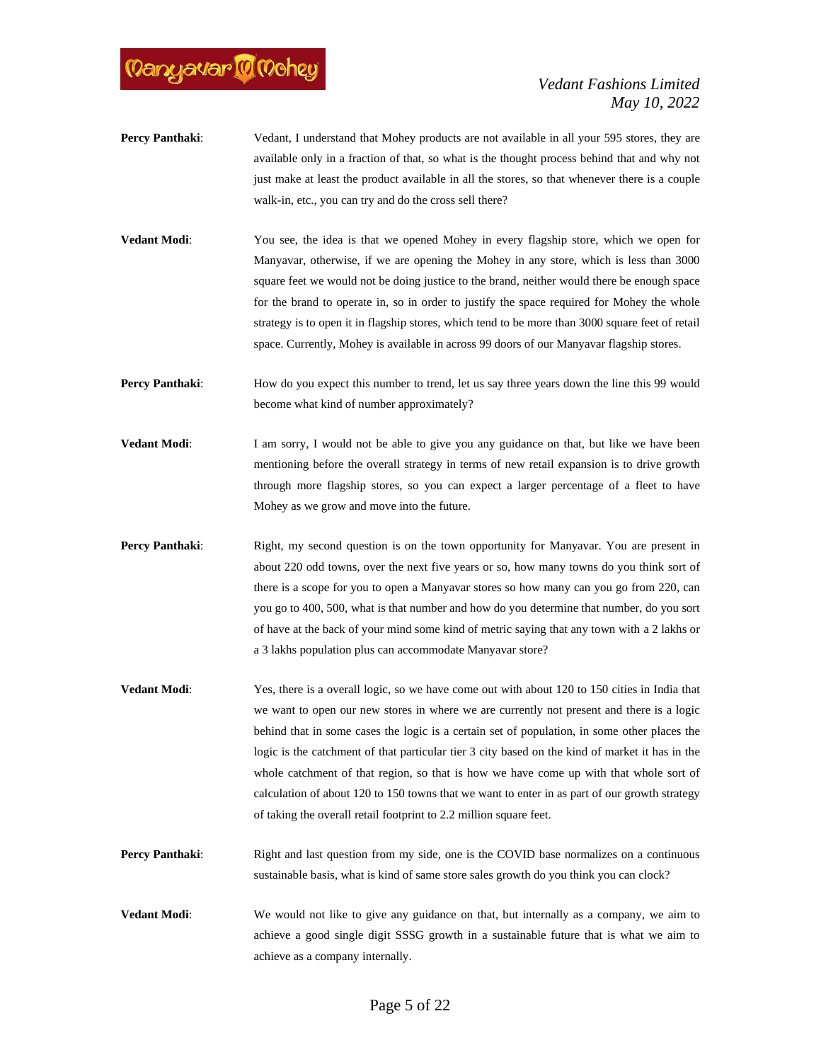**Percy Panthaki**: Vedant, I understand that Mohey products are not available in all your 595 stores, they are available only in a fraction of that, so what is the thought process behind that and why not just make at least the product available in all the stores, so that whenever there is a couple walk-in, etc., you can try and do the cross sell there?

**Vedant Modi**: You see, the idea is that we opened Mohey in every flagship store, which we open for Manyavar, otherwise, if we are opening the Mohey in any store, which is less than 3000 square feet we would not be doing justice to the brand, neither would there be enough space for the brand to operate in, so in order to justify the space required for Mohey the whole strategy is to open it in flagship stores, which tend to be more than 3000 square feet of retail space. Currently, Mohey is available in across 99 doors of our Manyavar flagship stores.

**Percy Panthaki**: How do you expect this number to trend, let us say three years down the line this 99 would become what kind of number approximately?

**Vedant Modi**: I am sorry, I would not be able to give you any guidance on that, but like we have been mentioning before the overall strategy in terms of new retail expansion is to drive growth through more flagship stores, so you can expect a larger percentage of a fleet to have Mohey as we grow and move into the future.

**Percy Panthaki**: Right, my second question is on the town opportunity for Manyavar. You are present in about 220 odd towns, over the next five years or so, how many towns do you think sort of there is a scope for you to open a Manyavar stores so how many can you go from 220, can you go to 400, 500, what is that number and how do you determine that number, do you sort of have at the back of your mind some kind of metric saying that any town with a 2 lakhs or a 3 lakhs population plus can accommodate Manyavar store?

**Vedant Modi**: Yes, there is a overall logic, so we have come out with about 120 to 150 cities in India that we want to open our new stores in where we are currently not present and there is a logic behind that in some cases the logic is a certain set of population, in some other places the logic is the catchment of that particular tier 3 city based on the kind of market it has in the whole catchment of that region, so that is how we have come up with that whole sort of calculation of about 120 to 150 towns that we want to enter in as part of our growth strategy of taking the overall retail footprint to 2.2 million square feet.

**Percy Panthaki**: Right and last question from my side, one is the COVID base normalizes on a continuous sustainable basis, what is kind of same store sales growth do you think you can clock?

**Vedant Modi**: We would not like to give any guidance on that, but internally as a company, we aim to achieve a good single digit SSSG growth in a sustainable future that is what we aim to achieve as a company internally.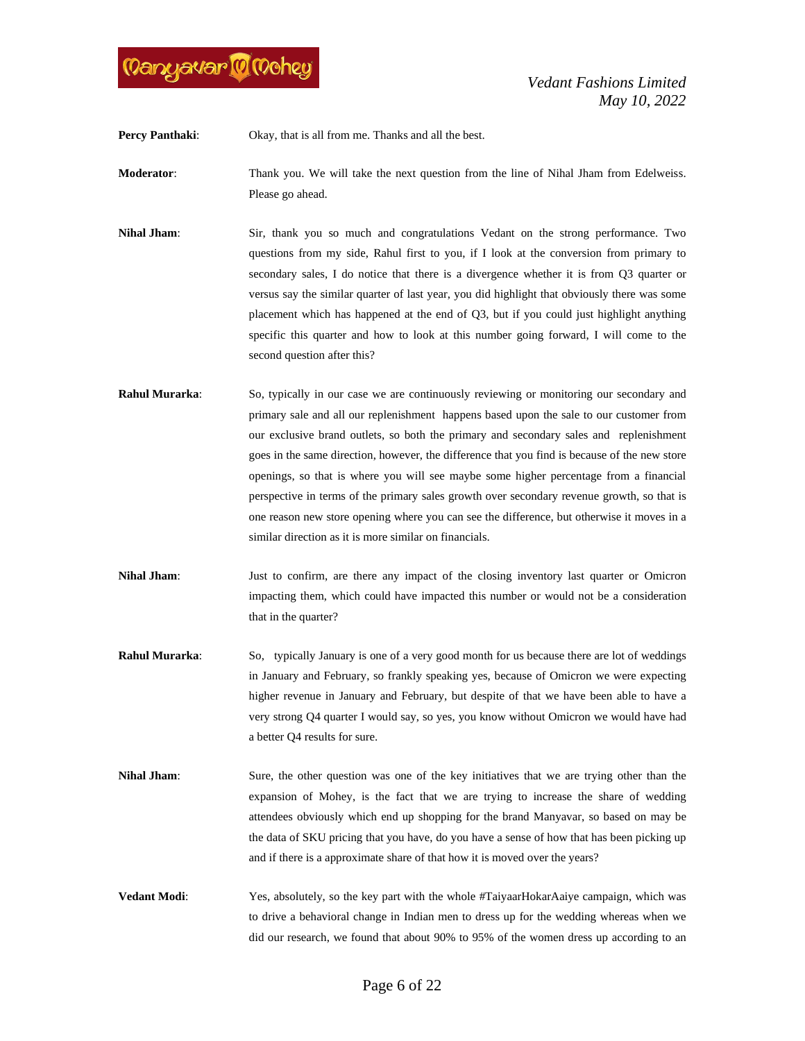**Percy Panthaki**: Okay, that is all from me. Thanks and all the best.

**Moderator**: Thank you. We will take the next question from the line of Nihal Jham from Edelweiss. Please go ahead.

**Nihal Jham**: Sir, thank you so much and congratulations Vedant on the strong performance. Two questions from my side, Rahul first to you, if I look at the conversion from primary to secondary sales, I do notice that there is a divergence whether it is from Q3 quarter or versus say the similar quarter of last year, you did highlight that obviously there was some placement which has happened at the end of Q3, but if you could just highlight anything specific this quarter and how to look at this number going forward, I will come to the second question after this?

**Rahul Murarka**: So, typically in our case we are continuously reviewing or monitoring our secondary and primary sale and all our replenishment happens based upon the sale to our customer from our exclusive brand outlets, so both the primary and secondary sales and replenishment goes in the same direction, however, the difference that you find is because of the new store openings, so that is where you will see maybe some higher percentage from a financial perspective in terms of the primary sales growth over secondary revenue growth, so that is one reason new store opening where you can see the difference, but otherwise it moves in a similar direction as it is more similar on financials.

**Nihal Jham**: Just to confirm, are there any impact of the closing inventory last quarter or Omicron impacting them, which could have impacted this number or would not be a consideration that in the quarter?

**Rahul Murarka**: So, typically January is one of a very good month for us because there are lot of weddings in January and February, so frankly speaking yes, because of Omicron we were expecting higher revenue in January and February, but despite of that we have been able to have a very strong Q4 quarter I would say, so yes, you know without Omicron we would have had a better Q4 results for sure.

**Nihal Jham**: Sure, the other question was one of the key initiatives that we are trying other than the expansion of Mohey, is the fact that we are trying to increase the share of wedding attendees obviously which end up shopping for the brand Manyavar, so based on may be the data of SKU pricing that you have, do you have a sense of how that has been picking up and if there is a approximate share of that how it is moved over the years?

**Vedant Modi**: Yes, absolutely, so the key part with the whole #TaiyaarHokarAaiye campaign, which was to drive a behavioral change in Indian men to dress up for the wedding whereas when we did our research, we found that about 90% to 95% of the women dress up according to an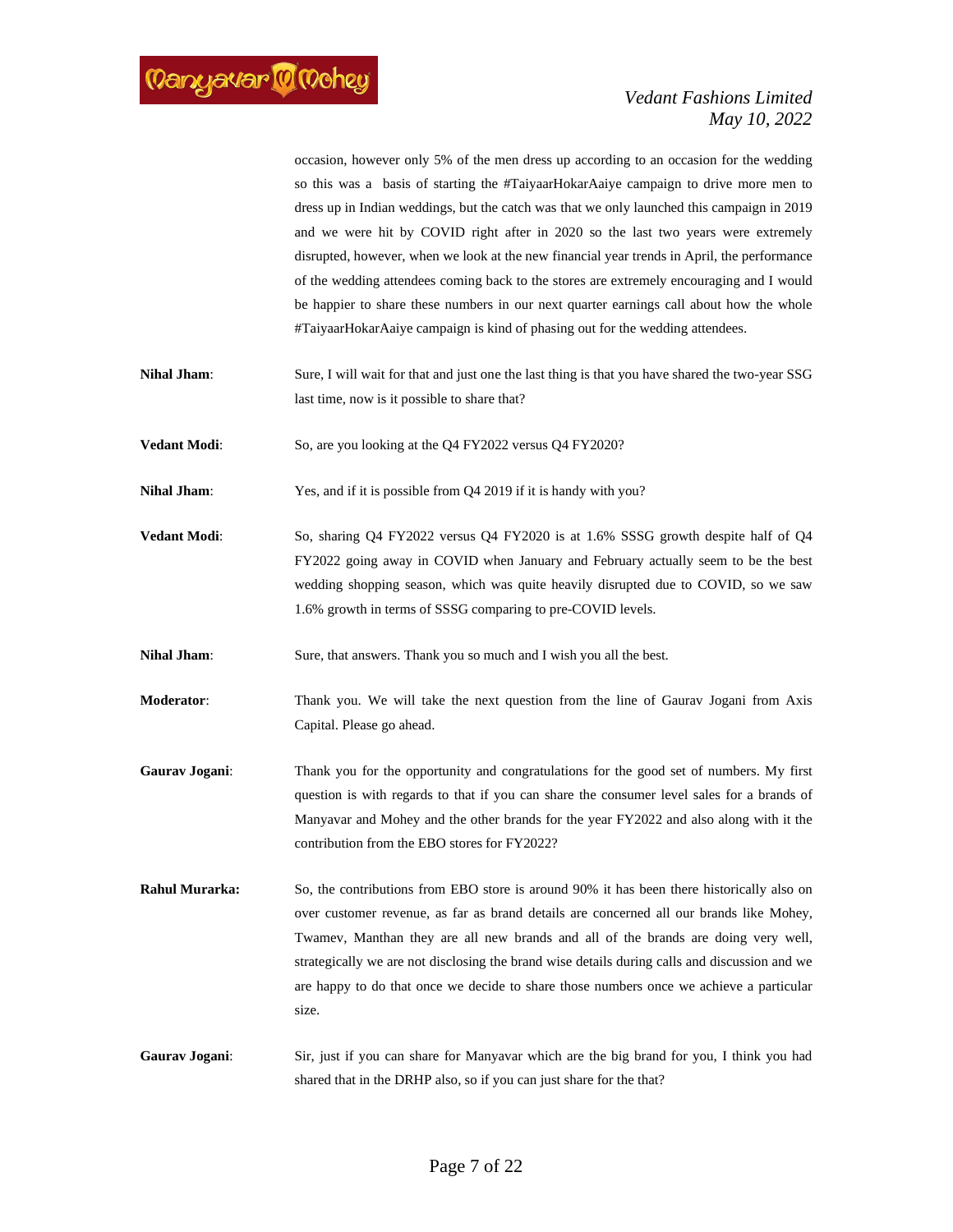occasion, however only 5% of the men dress up according to an occasion for the wedding so this was a basis of starting the #TaiyaarHokarAaiye campaign to drive more men to dress up in Indian weddings, but the catch was that we only launched this campaign in 2019 and we were hit by COVID right after in 2020 so the last two years were extremely disrupted, however, when we look at the new financial year trends in April, the performance of the wedding attendees coming back to the stores are extremely encouraging and I would be happier to share these numbers in our next quarter earnings call about how the whole #TaiyaarHokarAaiye campaign is kind of phasing out for the wedding attendees.

**Nihal Jham**: Sure, I will wait for that and just one the last thing is that you have shared the two-year SSG last time, now is it possible to share that?

**Vedant Modi**: So, are you looking at the Q4 FY2022 versus Q4 FY2020?

**Nihal Jham**: Yes, and if it is possible from Q4 2019 if it is handy with you?

**Vedant Modi**: So, sharing Q4 FY2022 versus Q4 FY2020 is at 1.6% SSSG growth despite half of Q4 FY2022 going away in COVID when January and February actually seem to be the best wedding shopping season, which was quite heavily disrupted due to COVID, so we saw 1.6% growth in terms of SSSG comparing to pre-COVID levels.

**Nihal Jham**: Sure, that answers. Thank you so much and I wish you all the best.

**Moderator**: Thank you. We will take the next question from the line of Gaurav Jogani from Axis Capital. Please go ahead.

**Gaurav Jogani**: Thank you for the opportunity and congratulations for the good set of numbers. My first question is with regards to that if you can share the consumer level sales for a brands of Manyavar and Mohey and the other brands for the year FY2022 and also along with it the contribution from the EBO stores for FY2022?

**Rahul Murarka:** So, the contributions from EBO store is around 90% it has been there historically also on over customer revenue, as far as brand details are concerned all our brands like Mohey, Twamev, Manthan they are all new brands and all of the brands are doing very well, strategically we are not disclosing the brand wise details during calls and discussion and we are happy to do that once we decide to share those numbers once we achieve a particular size.

**Gaurav Jogani**: Sir, just if you can share for Manyavar which are the big brand for you, I think you had shared that in the DRHP also, so if you can just share for the that?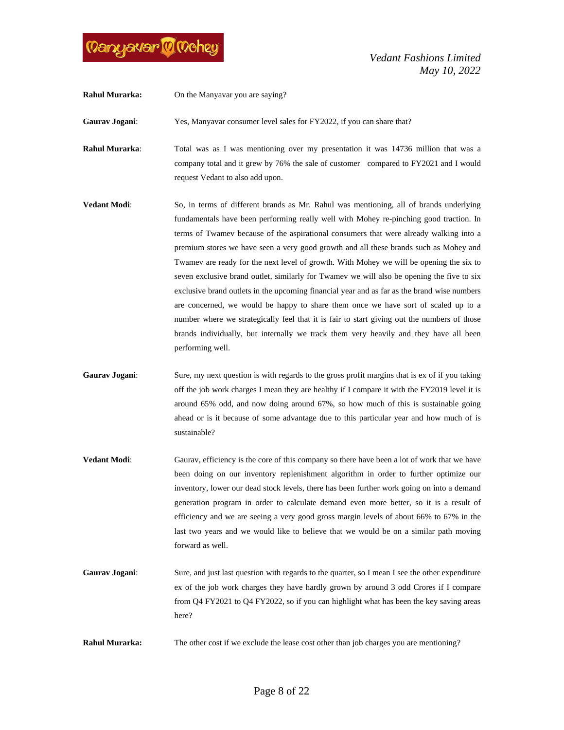**Rahul Murarka:** On the Manyavar you are saying?

**Gaurav Jogani**: Yes, Manyavar consumer level sales for FY2022, if you can share that?

**Rahul Murarka**: Total was as I was mentioning over my presentation it was 14736 million that was a company total and it grew by 76% the sale of customer compared to FY2021 and I would request Vedant to also add upon.

**Vedant Modi**: So, in terms of different brands as Mr. Rahul was mentioning, all of brands underlying fundamentals have been performing really well with Mohey re-pinching good traction. In terms of Twamev because of the aspirational consumers that were already walking into a premium stores we have seen a very good growth and all these brands such as Mohey and Twamev are ready for the next level of growth. With Mohey we will be opening the six to seven exclusive brand outlet, similarly for Twamev we will also be opening the five to six exclusive brand outlets in the upcoming financial year and as far as the brand wise numbers are concerned, we would be happy to share them once we have sort of scaled up to a number where we strategically feel that it is fair to start giving out the numbers of those brands individually, but internally we track them very heavily and they have all been performing well.

**Gaurav Jogani**: Sure, my next question is with regards to the gross profit margins that is ex of if you taking off the job work charges I mean they are healthy if I compare it with the FY2019 level it is around 65% odd, and now doing around 67%, so how much of this is sustainable going ahead or is it because of some advantage due to this particular year and how much of is sustainable?

**Vedant Modi**: Gaurav, efficiency is the core of this company so there have been a lot of work that we have been doing on our inventory replenishment algorithm in order to further optimize our inventory, lower our dead stock levels, there has been further work going on into a demand generation program in order to calculate demand even more better, so it is a result of efficiency and we are seeing a very good gross margin levels of about 66% to 67% in the last two years and we would like to believe that we would be on a similar path moving forward as well.

**Gaurav Jogani**: Sure, and just last question with regards to the quarter, so I mean I see the other expenditure ex of the job work charges they have hardly grown by around 3 odd Crores if I compare from Q4 FY2021 to Q4 FY2022, so if you can highlight what has been the key saving areas here?

**Rahul Murarka:** The other cost if we exclude the lease cost other than job charges you are mentioning?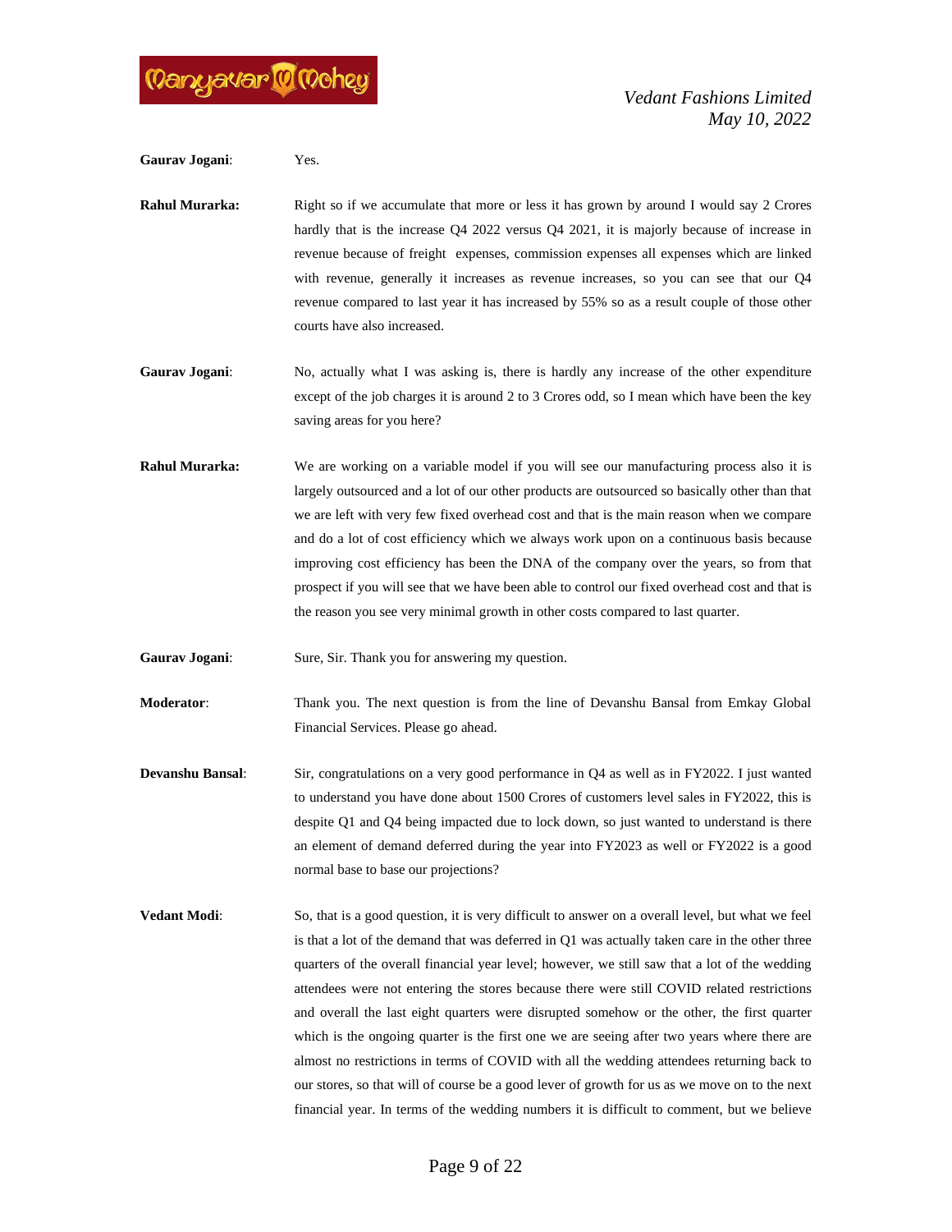**Gaurav Jogani**: Yes.

**Rahul Murarka:** Right so if we accumulate that more or less it has grown by around I would say 2 Crores hardly that is the increase Q4 2022 versus Q4 2021, it is majorly because of increase in revenue because of freight expenses, commission expenses all expenses which are linked with revenue, generally it increases as revenue increases, so you can see that our Q4 revenue compared to last year it has increased by 55% so as a result couple of those other courts have also increased.

**Gaurav Jogani**: No, actually what I was asking is, there is hardly any increase of the other expenditure except of the job charges it is around 2 to 3 Crores odd, so I mean which have been the key saving areas for you here?

**Rahul Murarka:** We are working on a variable model if you will see our manufacturing process also it is largely outsourced and a lot of our other products are outsourced so basically other than that we are left with very few fixed overhead cost and that is the main reason when we compare and do a lot of cost efficiency which we always work upon on a continuous basis because improving cost efficiency has been the DNA of the company over the years, so from that prospect if you will see that we have been able to control our fixed overhead cost and that is the reason you see very minimal growth in other costs compared to last quarter.

**Gaurav Jogani**: Sure, Sir. Thank you for answering my question.

**Moderator**: Thank you. The next question is from the line of Devanshu Bansal from Emkay Global Financial Services. Please go ahead.

**Devanshu Bansal**: Sir, congratulations on a very good performance in Q4 as well as in FY2022. I just wanted to understand you have done about 1500 Crores of customers level sales in FY2022, this is despite Q1 and Q4 being impacted due to lock down, so just wanted to understand is there an element of demand deferred during the year into FY2023 as well or FY2022 is a good normal base to base our projections?

**Vedant Modi**: So, that is a good question, it is very difficult to answer on a overall level, but what we feel is that a lot of the demand that was deferred in Q1 was actually taken care in the other three quarters of the overall financial year level; however, we still saw that a lot of the wedding attendees were not entering the stores because there were still COVID related restrictions and overall the last eight quarters were disrupted somehow or the other, the first quarter which is the ongoing quarter is the first one we are seeing after two years where there are almost no restrictions in terms of COVID with all the wedding attendees returning back to our stores, so that will of course be a good lever of growth for us as we move on to the next financial year. In terms of the wedding numbers it is difficult to comment, but we believe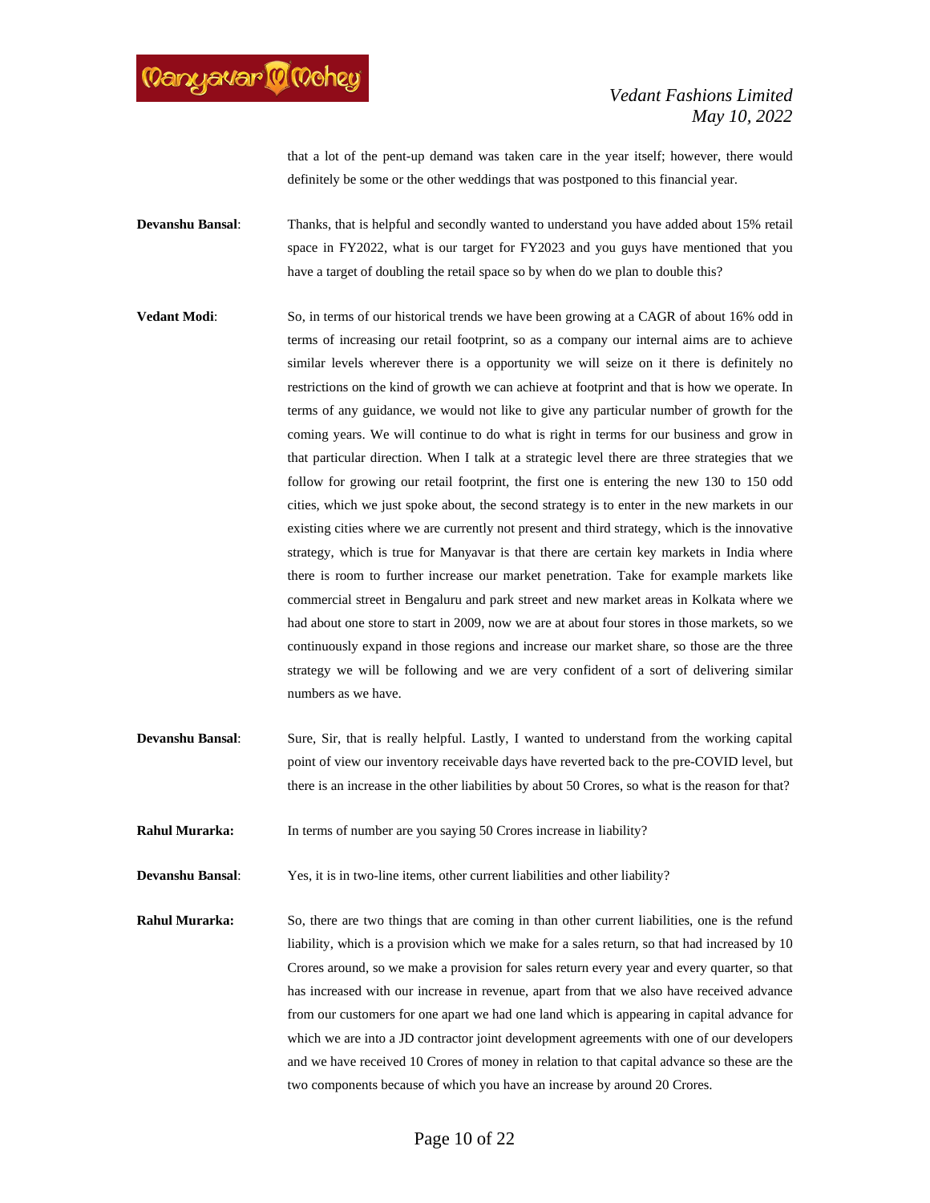that a lot of the pent-up demand was taken care in the year itself; however, there would definitely be some or the other weddings that was postponed to this financial year.

**Devanshu Bansal**: Thanks, that is helpful and secondly wanted to understand you have added about 15% retail space in FY2022, what is our target for FY2023 and you guys have mentioned that you have a target of doubling the retail space so by when do we plan to double this?

**Vedant Modi**: So, in terms of our historical trends we have been growing at a CAGR of about 16% odd in terms of increasing our retail footprint, so as a company our internal aims are to achieve similar levels wherever there is a opportunity we will seize on it there is definitely no restrictions on the kind of growth we can achieve at footprint and that is how we operate. In terms of any guidance, we would not like to give any particular number of growth for the coming years. We will continue to do what is right in terms for our business and grow in that particular direction. When I talk at a strategic level there are three strategies that we follow for growing our retail footprint, the first one is entering the new 130 to 150 odd cities, which we just spoke about, the second strategy is to enter in the new markets in our existing cities where we are currently not present and third strategy, which is the innovative strategy, which is true for Manyavar is that there are certain key markets in India where there is room to further increase our market penetration. Take for example markets like commercial street in Bengaluru and park street and new market areas in Kolkata where we had about one store to start in 2009, now we are at about four stores in those markets, so we continuously expand in those regions and increase our market share, so those are the three strategy we will be following and we are very confident of a sort of delivering similar numbers as we have.

**Devanshu Bansal**: Sure, Sir, that is really helpful. Lastly, I wanted to understand from the working capital point of view our inventory receivable days have reverted back to the pre-COVID level, but there is an increase in the other liabilities by about 50 Crores, so what is the reason for that?

**Rahul Murarka:** In terms of number are you saying 50 Crores increase in liability?

**Devanshu Bansal**: Yes, it is in two-line items, other current liabilities and other liability?

**Rahul Murarka:** So, there are two things that are coming in than other current liabilities, one is the refund liability, which is a provision which we make for a sales return, so that had increased by 10 Crores around, so we make a provision for sales return every year and every quarter, so that has increased with our increase in revenue, apart from that we also have received advance from our customers for one apart we had one land which is appearing in capital advance for which we are into a JD contractor joint development agreements with one of our developers and we have received 10 Crores of money in relation to that capital advance so these are the two components because of which you have an increase by around 20 Crores.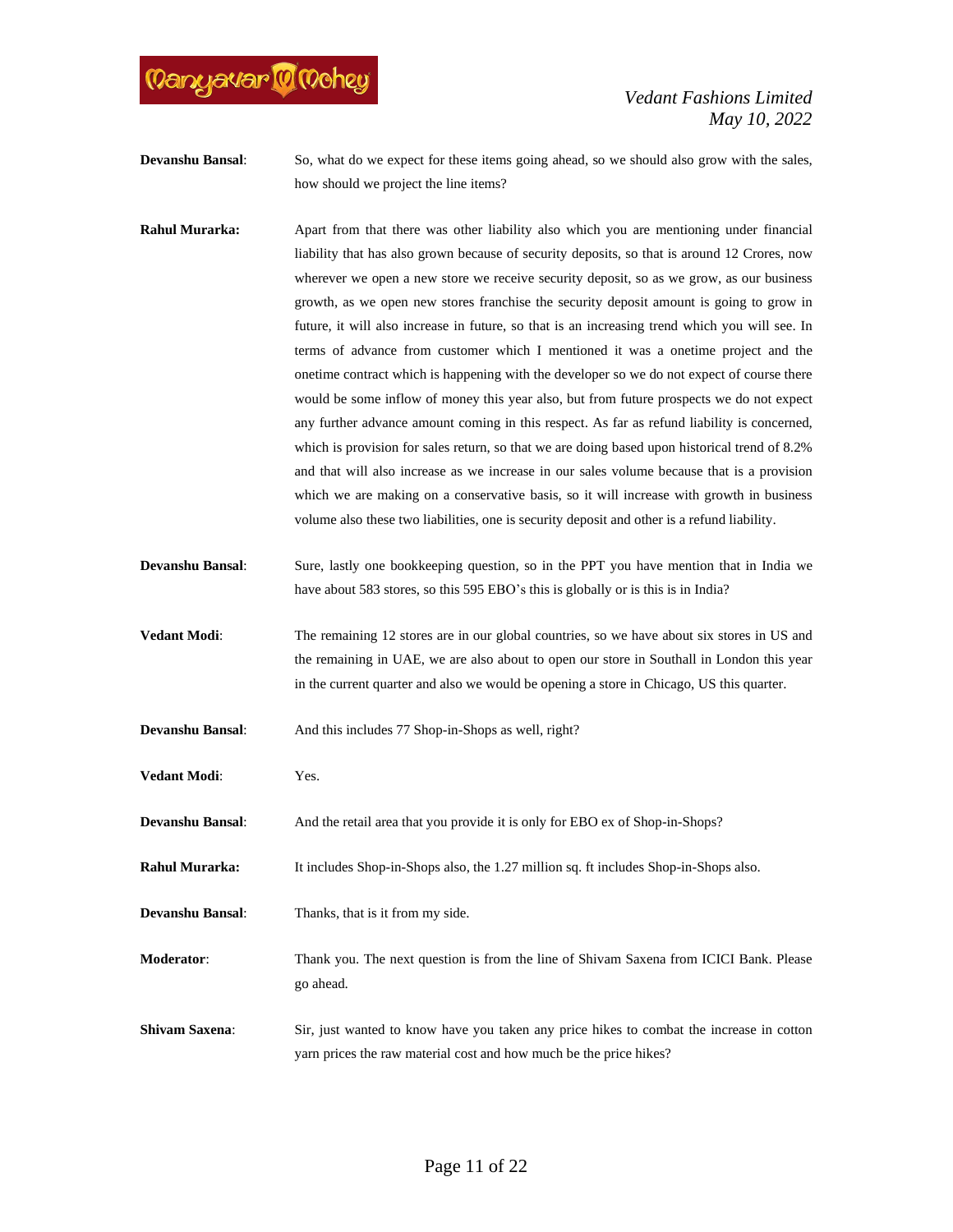**Devanshu Bansal**: So, what do we expect for these items going ahead, so we should also grow with the sales, how should we project the line items?

**Rahul Murarka:** Apart from that there was other liability also which you are mentioning under financial liability that has also grown because of security deposits, so that is around 12 Crores, now wherever we open a new store we receive security deposit, so as we grow, as our business growth, as we open new stores franchise the security deposit amount is going to grow in future, it will also increase in future, so that is an increasing trend which you will see. In terms of advance from customer which I mentioned it was a onetime project and the onetime contract which is happening with the developer so we do not expect of course there would be some inflow of money this year also, but from future prospects we do not expect any further advance amount coming in this respect. As far as refund liability is concerned, which is provision for sales return, so that we are doing based upon historical trend of 8.2% and that will also increase as we increase in our sales volume because that is a provision which we are making on a conservative basis, so it will increase with growth in business volume also these two liabilities, one is security deposit and other is a refund liability.

**Devanshu Bansal**: Sure, lastly one bookkeeping question, so in the PPT you have mention that in India we have about 583 stores, so this 595 EBO's this is globally or is this is in India?

**Vedant Modi**: The remaining 12 stores are in our global countries, so we have about six stores in US and the remaining in UAE, we are also about to open our store in Southall in London this year in the current quarter and also we would be opening a store in Chicago, US this quarter.

**Devanshu Bansal**: And this includes 77 Shop-in-Shops as well, right?

**Vedant Modi**: Yes.

**Devanshu Bansal**: And the retail area that you provide it is only for EBO ex of Shop-in-Shops?

**Rahul Murarka:** It includes Shop-in-Shops also, the 1.27 million sq. ft includes Shop-in-Shops also.

**Devanshu Bansal**: Thanks, that is it from my side.

**Moderator**: Thank you. The next question is from the line of Shivam Saxena from ICICI Bank. Please go ahead.

**Shivam Saxena**: Sir, just wanted to know have you taken any price hikes to combat the increase in cotton yarn prices the raw material cost and how much be the price hikes?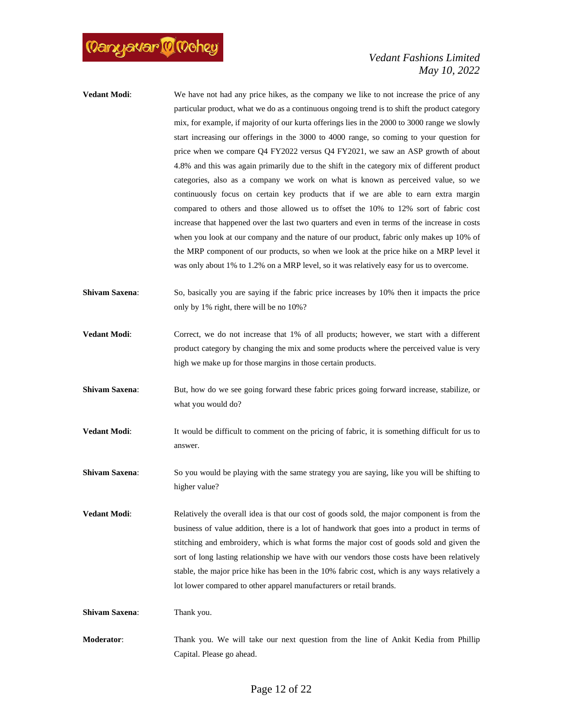**Vedant Modi**: We have not had any price hikes, as the company we like to not increase the price of any particular product, what we do as a continuous ongoing trend is to shift the product category mix, for example, if majority of our kurta offerings lies in the 2000 to 3000 range we slowly start increasing our offerings in the 3000 to 4000 range, so coming to your question for price when we compare Q4 FY2022 versus Q4 FY2021, we saw an ASP growth of about 4.8% and this was again primarily due to the shift in the category mix of different product categories, also as a company we work on what is known as perceived value, so we continuously focus on certain key products that if we are able to earn extra margin compared to others and those allowed us to offset the 10% to 12% sort of fabric cost increase that happened over the last two quarters and even in terms of the increase in costs when you look at our company and the nature of our product, fabric only makes up 10% of the MRP component of our products, so when we look at the price hike on a MRP level it was only about 1% to 1.2% on a MRP level, so it was relatively easy for us to overcome.

**Shivam Saxena**: So, basically you are saying if the fabric price increases by 10% then it impacts the price only by 1% right, there will be no 10%?

**Vedant Modi**: Correct, we do not increase that 1% of all products; however, we start with a different product category by changing the mix and some products where the perceived value is very high we make up for those margins in those certain products.

**Shivam Saxena**: But, how do we see going forward these fabric prices going forward increase, stabilize, or what you would do?

**Vedant Modi**: It would be difficult to comment on the pricing of fabric, it is something difficult for us to answer.

**Shivam Saxena**: So you would be playing with the same strategy you are saying, like you will be shifting to higher value?

**Vedant Modi**: Relatively the overall idea is that our cost of goods sold, the major component is from the business of value addition, there is a lot of handwork that goes into a product in terms of stitching and embroidery, which is what forms the major cost of goods sold and given the sort of long lasting relationship we have with our vendors those costs have been relatively stable, the major price hike has been in the 10% fabric cost, which is any ways relatively a lot lower compared to other apparel manufacturers or retail brands.

**Shivam Saxena**: Thank you.

**Moderator**: Thank you. We will take our next question from the line of Ankit Kedia from Phillip Capital. Please go ahead.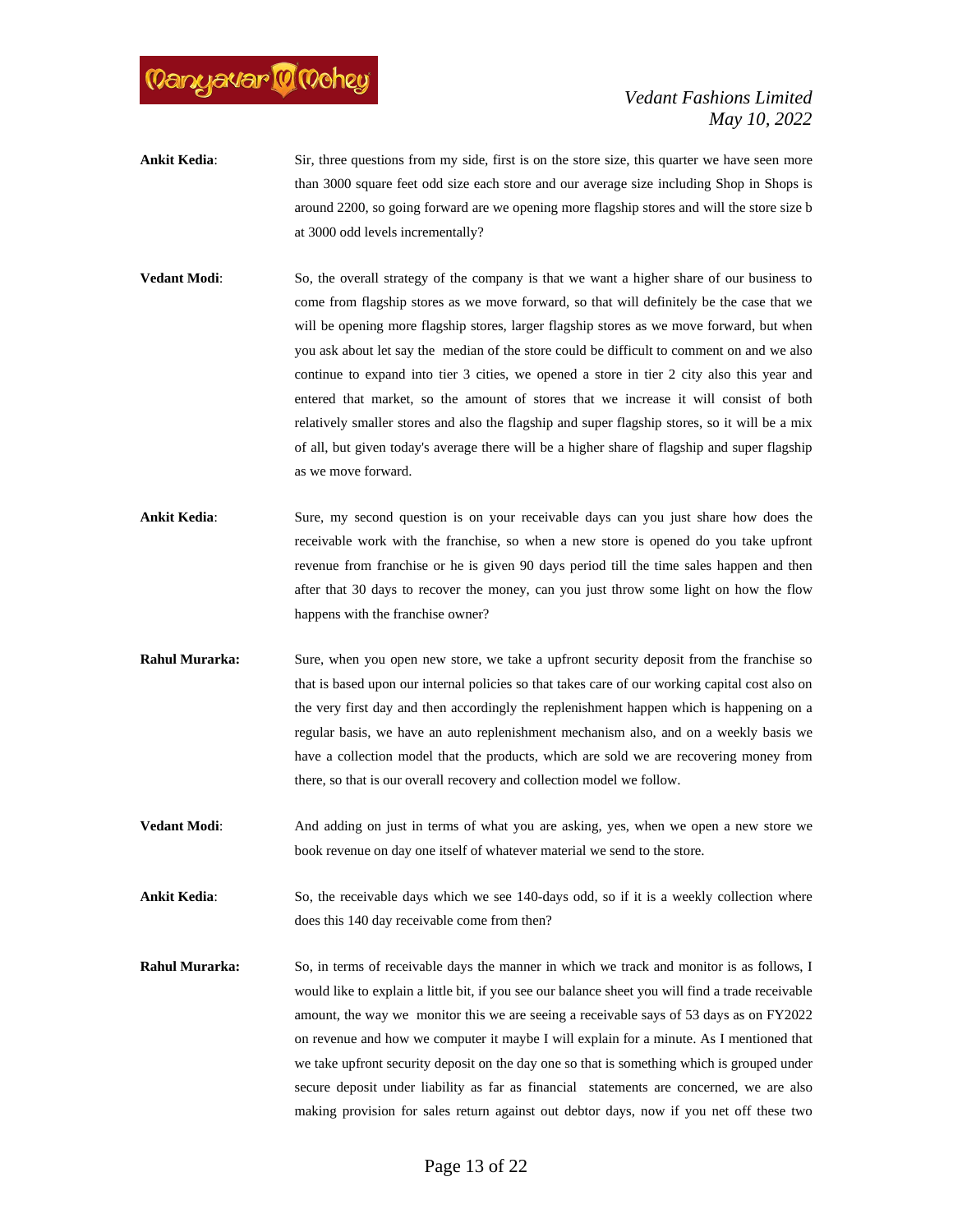**Ankit Kedia**: Sir, three questions from my side, first is on the store size, this quarter we have seen more than 3000 square feet odd size each store and our average size including Shop in Shops is around 2200, so going forward are we opening more flagship stores and will the store size b at 3000 odd levels incrementally?

**Vedant Modi**: So, the overall strategy of the company is that we want a higher share of our business to come from flagship stores as we move forward, so that will definitely be the case that we will be opening more flagship stores, larger flagship stores as we move forward, but when you ask about let say the median of the store could be difficult to comment on and we also continue to expand into tier 3 cities, we opened a store in tier 2 city also this year and entered that market, so the amount of stores that we increase it will consist of both relatively smaller stores and also the flagship and super flagship stores, so it will be a mix of all, but given today's average there will be a higher share of flagship and super flagship as we move forward.

**Ankit Kedia**: Sure, my second question is on your receivable days can you just share how does the receivable work with the franchise, so when a new store is opened do you take upfront revenue from franchise or he is given 90 days period till the time sales happen and then after that 30 days to recover the money, can you just throw some light on how the flow happens with the franchise owner?

**Rahul Murarka:** Sure, when you open new store, we take a upfront security deposit from the franchise so that is based upon our internal policies so that takes care of our working capital cost also on the very first day and then accordingly the replenishment happen which is happening on a regular basis, we have an auto replenishment mechanism also, and on a weekly basis we have a collection model that the products, which are sold we are recovering money from there, so that is our overall recovery and collection model we follow.

**Vedant Modi**: And adding on just in terms of what you are asking, yes, when we open a new store we book revenue on day one itself of whatever material we send to the store.

**Ankit Kedia**: So, the receivable days which we see 140-days odd, so if it is a weekly collection where does this 140 day receivable come from then?

**Rahul Murarka:** So, in terms of receivable days the manner in which we track and monitor is as follows, I would like to explain a little bit, if you see our balance sheet you will find a trade receivable amount, the way we monitor this we are seeing a receivable says of 53 days as on FY2022 on revenue and how we computer it maybe I will explain for a minute. As I mentioned that we take upfront security deposit on the day one so that is something which is grouped under secure deposit under liability as far as financial statements are concerned, we are also making provision for sales return against out debtor days, now if you net off these two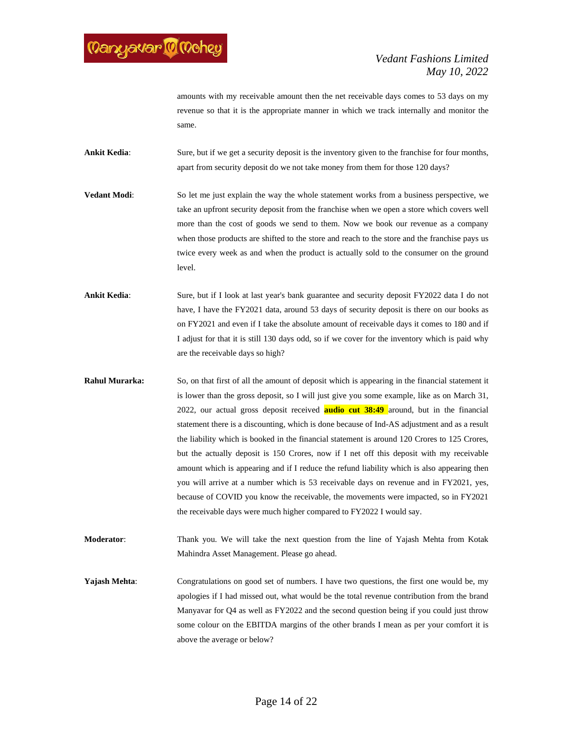amounts with my receivable amount then the net receivable days comes to 53 days on my revenue so that it is the appropriate manner in which we track internally and monitor the same.

**Ankit Kedia**: Sure, but if we get a security deposit is the inventory given to the franchise for four months, apart from security deposit do we not take money from them for those 120 days?

**Vedant Modi**: So let me just explain the way the whole statement works from a business perspective, we take an upfront security deposit from the franchise when we open a store which covers well more than the cost of goods we send to them. Now we book our revenue as a company when those products are shifted to the store and reach to the store and the franchise pays us twice every week as and when the product is actually sold to the consumer on the ground level.

**Ankit Kedia**: Sure, but if I look at last year's bank guarantee and security deposit FY2022 data I do not have, I have the FY2021 data, around 53 days of security deposit is there on our books as on FY2021 and even if I take the absolute amount of receivable days it comes to 180 and if I adjust for that it is still 130 days odd, so if we cover for the inventory which is paid why are the receivable days so high?

**Rahul Murarka:** So, on that first of all the amount of deposit which is appearing in the financial statement it is lower than the gross deposit, so I will just give you some example, like as on March 31, 2022, our actual gross deposit received **audio cut 38:49** around, but in the financial statement there is a discounting, which is done because of Ind-AS adjustment and as a result the liability which is booked in the financial statement is around 120 Crores to 125 Crores, but the actually deposit is 150 Crores, now if I net off this deposit with my receivable amount which is appearing and if I reduce the refund liability which is also appearing then you will arrive at a number which is 53 receivable days on revenue and in FY2021, yes, because of COVID you know the receivable, the movements were impacted, so in FY2021 the receivable days were much higher compared to FY2022 I would say.

**Moderator**: Thank you. We will take the next question from the line of Yajash Mehta from Kotak Mahindra Asset Management. Please go ahead.

**Yajash Mehta**: Congratulations on good set of numbers. I have two questions, the first one would be, my apologies if I had missed out, what would be the total revenue contribution from the brand Manyavar for Q4 as well as FY2022 and the second question being if you could just throw some colour on the EBITDA margins of the other brands I mean as per your comfort it is above the average or below?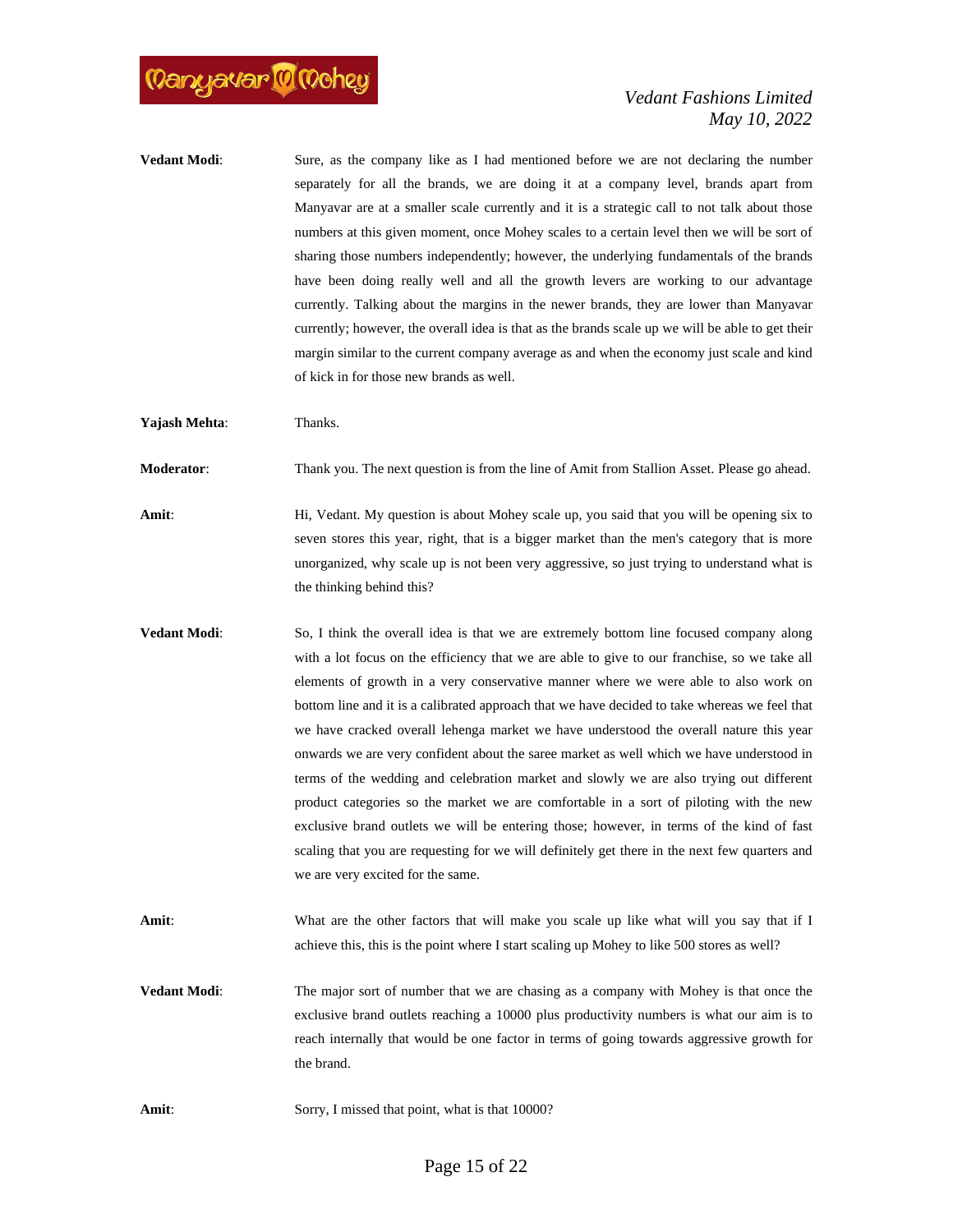**Vedant Modi**: Sure, as the company like as I had mentioned before we are not declaring the number separately for all the brands, we are doing it at a company level, brands apart from Manyavar are at a smaller scale currently and it is a strategic call to not talk about those numbers at this given moment, once Mohey scales to a certain level then we will be sort of sharing those numbers independently; however, the underlying fundamentals of the brands have been doing really well and all the growth levers are working to our advantage currently. Talking about the margins in the newer brands, they are lower than Manyavar currently; however, the overall idea is that as the brands scale up we will be able to get their margin similar to the current company average as and when the economy just scale and kind of kick in for those new brands as well.

**Yajash Mehta**: Thanks.

**Moderator**: Thank you. The next question is from the line of Amit from Stallion Asset. Please go ahead.

**Amit**: Hi, Vedant. My question is about Mohey scale up, you said that you will be opening six to seven stores this year, right, that is a bigger market than the men's category that is more unorganized, why scale up is not been very aggressive, so just trying to understand what is the thinking behind this?

**Vedant Modi**: So, I think the overall idea is that we are extremely bottom line focused company along with a lot focus on the efficiency that we are able to give to our franchise, so we take all elements of growth in a very conservative manner where we were able to also work on bottom line and it is a calibrated approach that we have decided to take whereas we feel that we have cracked overall lehenga market we have understood the overall nature this year onwards we are very confident about the saree market as well which we have understood in terms of the wedding and celebration market and slowly we are also trying out different product categories so the market we are comfortable in a sort of piloting with the new exclusive brand outlets we will be entering those; however, in terms of the kind of fast scaling that you are requesting for we will definitely get there in the next few quarters and we are very excited for the same.

**Amit**: What are the other factors that will make you scale up like what will you say that if I achieve this, this is the point where I start scaling up Mohey to like 500 stores as well?

**Vedant Modi**: The major sort of number that we are chasing as a company with Mohey is that once the exclusive brand outlets reaching a 10000 plus productivity numbers is what our aim is to reach internally that would be one factor in terms of going towards aggressive growth for the brand.

**Amit**: Sorry, I missed that point, what is that 10000?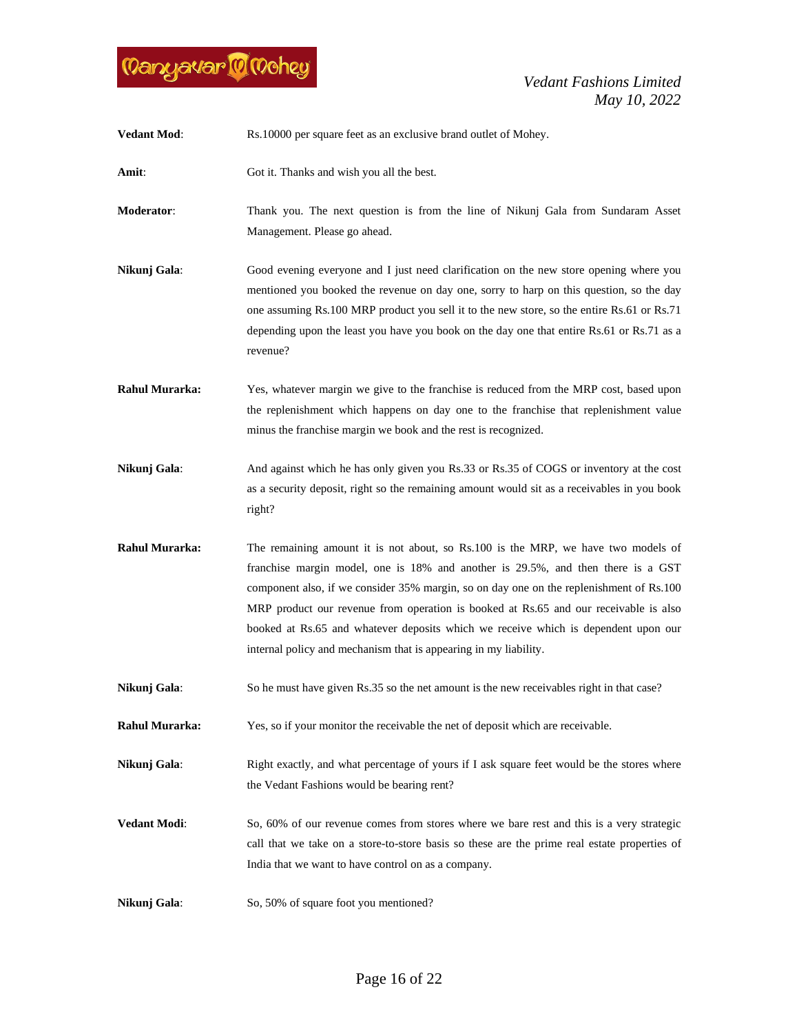**Vedant Mod**: Rs.10000 per square feet as an exclusive brand outlet of Mohey.

**Amit**: Got it. Thanks and wish you all the best.

**Moderator**: Thank you. The next question is from the line of Nikunj Gala from Sundaram Asset Management. Please go ahead.

**Nikunj Gala**: Good evening everyone and I just need clarification on the new store opening where you mentioned you booked the revenue on day one, sorry to harp on this question, so the day one assuming Rs.100 MRP product you sell it to the new store, so the entire Rs.61 or Rs.71 depending upon the least you have you book on the day one that entire Rs.61 or Rs.71 as a revenue?

**Rahul Murarka:** Yes, whatever margin we give to the franchise is reduced from the MRP cost, based upon the replenishment which happens on day one to the franchise that replenishment value minus the franchise margin we book and the rest is recognized.

**Nikunj Gala**: And against which he has only given you Rs.33 or Rs.35 of COGS or inventory at the cost as a security deposit, right so the remaining amount would sit as a receivables in you book right?

**Rahul Murarka:** The remaining amount it is not about, so Rs.100 is the MRP, we have two models of franchise margin model, one is 18% and another is 29.5%, and then there is a GST component also, if we consider 35% margin, so on day one on the replenishment of Rs.100 MRP product our revenue from operation is booked at Rs.65 and our receivable is also booked at Rs.65 and whatever deposits which we receive which is dependent upon our internal policy and mechanism that is appearing in my liability.

**Nikunj Gala**: So he must have given Rs.35 so the net amount is the new receivables right in that case?

**Rahul Murarka:** Yes, so if your monitor the receivable the net of deposit which are receivable.

**Nikunj Gala**: Right exactly, and what percentage of yours if I ask square feet would be the stores where the Vedant Fashions would be bearing rent?

**Vedant Modi**: So, 60% of our revenue comes from stores where we bare rest and this is a very strategic call that we take on a store-to-store basis so these are the prime real estate properties of India that we want to have control on as a company.

**Nikunj Gala**: So, 50% of square foot you mentioned?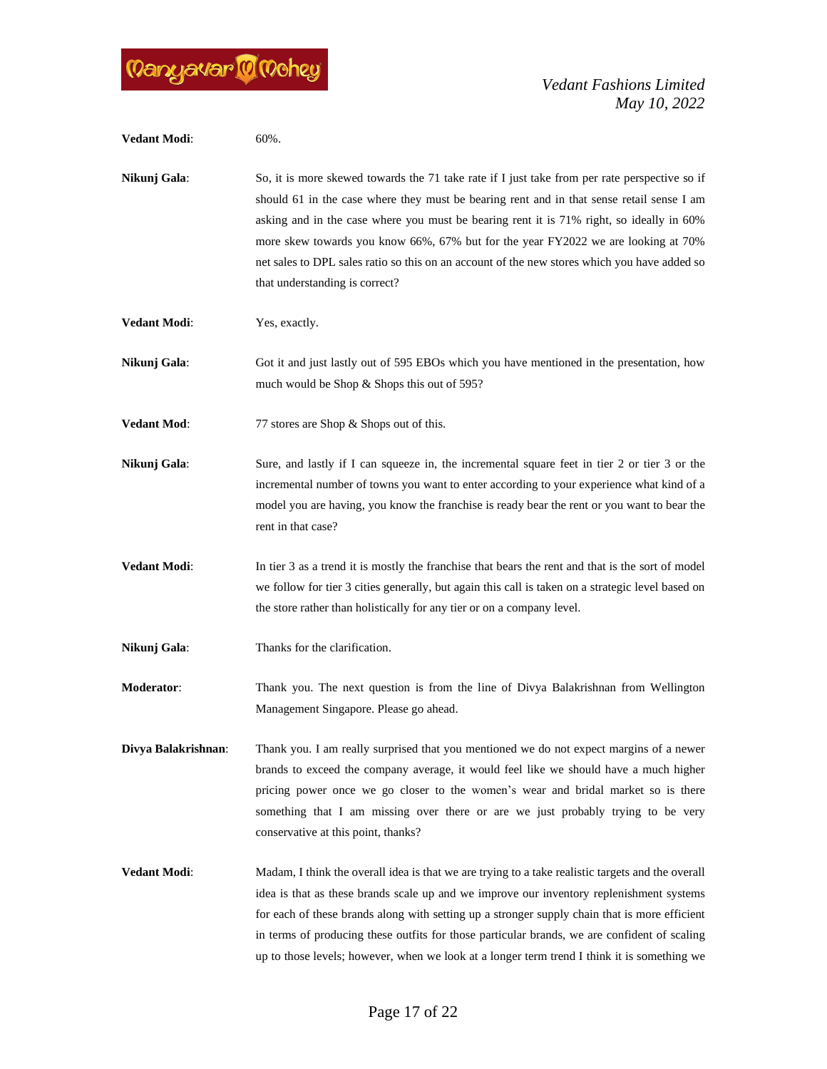**Vedant Modi**: 60%.

**Nikunj Gala**: So, it is more skewed towards the 71 take rate if I just take from per rate perspective so if should 61 in the case where they must be bearing rent and in that sense retail sense I am asking and in the case where you must be bearing rent it is 71% right, so ideally in 60% more skew towards you know 66%, 67% but for the year FY2022 we are looking at 70% net sales to DPL sales ratio so this on an account of the new stores which you have added so that understanding is correct?

**Vedant Modi**: Yes, exactly.

**Nikunj Gala**: Got it and just lastly out of 595 EBOs which you have mentioned in the presentation, how much would be Shop & Shops this out of 595?

**Vedant Mod**: 77 stores are Shop & Shops out of this.

**Nikunj Gala**: Sure, and lastly if I can squeeze in, the incremental square feet in tier 2 or tier 3 or the incremental number of towns you want to enter according to your experience what kind of a model you are having, you know the franchise is ready bear the rent or you want to bear the rent in that case?

**Vedant Modi**: In tier 3 as a trend it is mostly the franchise that bears the rent and that is the sort of model we follow for tier 3 cities generally, but again this call is taken on a strategic level based on the store rather than holistically for any tier or on a company level.

**Nikunj Gala**: Thanks for the clarification.

**Moderator**: Thank you. The next question is from the line of Divya Balakrishnan from Wellington Management Singapore. Please go ahead.

**Divya Balakrishnan**: Thank you. I am really surprised that you mentioned we do not expect margins of a newer brands to exceed the company average, it would feel like we should have a much higher pricing power once we go closer to the women's wear and bridal market so is there something that I am missing over there or are we just probably trying to be very conservative at this point, thanks?

**Vedant Modi**: Madam, I think the overall idea is that we are trying to a take realistic targets and the overall idea is that as these brands scale up and we improve our inventory replenishment systems for each of these brands along with setting up a stronger supply chain that is more efficient in terms of producing these outfits for those particular brands, we are confident of scaling up to those levels; however, when we look at a longer term trend I think it is something we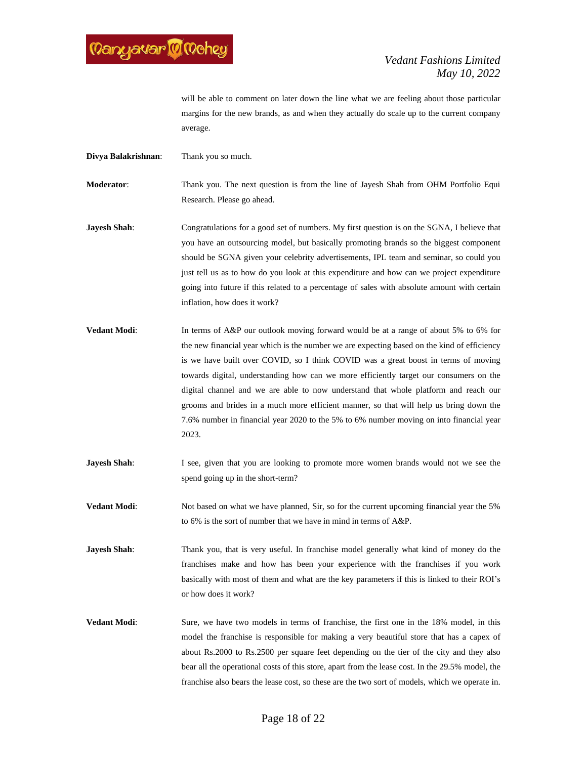will be able to comment on later down the line what we are feeling about those particular margins for the new brands, as and when they actually do scale up to the current company average.

**Divya Balakrishnan**: Thank you so much.

**Moderator**: Thank you. The next question is from the line of Jayesh Shah from OHM Portfolio Equi Research. Please go ahead.

**Jayesh Shah**: Congratulations for a good set of numbers. My first question is on the SGNA, I believe that you have an outsourcing model, but basically promoting brands so the biggest component should be SGNA given your celebrity advertisements, IPL team and seminar, so could you just tell us as to how do you look at this expenditure and how can we project expenditure going into future if this related to a percentage of sales with absolute amount with certain inflation, how does it work?

**Vedant Modi**: In terms of A&P our outlook moving forward would be at a range of about 5% to 6% for the new financial year which is the number we are expecting based on the kind of efficiency is we have built over COVID, so I think COVID was a great boost in terms of moving towards digital, understanding how can we more efficiently target our consumers on the digital channel and we are able to now understand that whole platform and reach our grooms and brides in a much more efficient manner, so that will help us bring down the 7.6% number in financial year 2020 to the 5% to 6% number moving on into financial year 2023.

**Jayesh Shah**: I see, given that you are looking to promote more women brands would not we see the spend going up in the short-term?

**Vedant Modi**: Not based on what we have planned, Sir, so for the current upcoming financial year the 5% to 6% is the sort of number that we have in mind in terms of A&P.

**Jayesh Shah**: Thank you, that is very useful. In franchise model generally what kind of money do the franchises make and how has been your experience with the franchises if you work basically with most of them and what are the key parameters if this is linked to their ROI's or how does it work?

**Vedant Modi**: Sure, we have two models in terms of franchise, the first one in the 18% model, in this model the franchise is responsible for making a very beautiful store that has a capex of about Rs.2000 to Rs.2500 per square feet depending on the tier of the city and they also bear all the operational costs of this store, apart from the lease cost. In the 29.5% model, the franchise also bears the lease cost, so these are the two sort of models, which we operate in.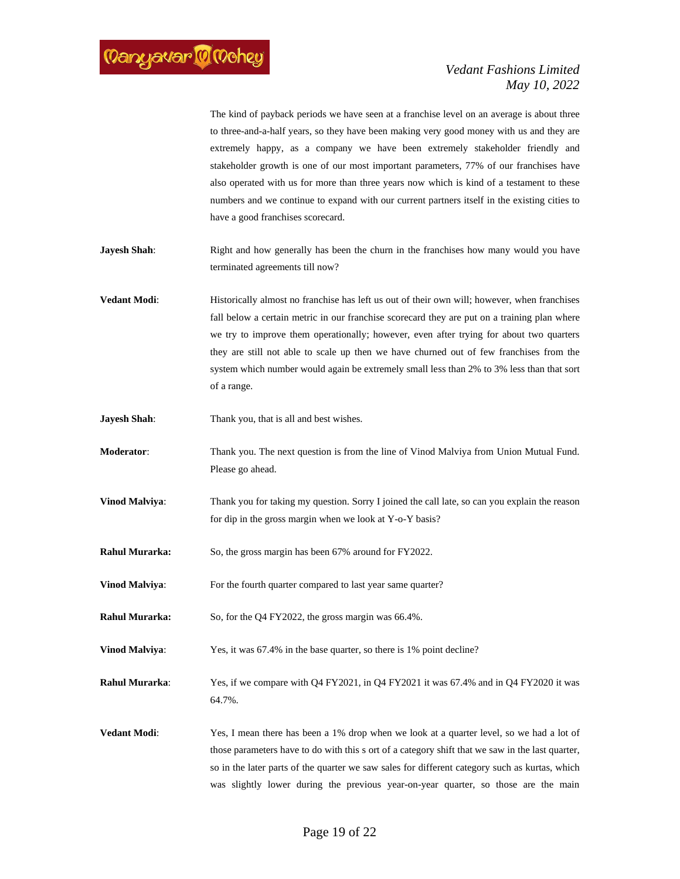The kind of payback periods we have seen at a franchise level on an average is about three to three-and-a-half years, so they have been making very good money with us and they are extremely happy, as a company we have been extremely stakeholder friendly and stakeholder growth is one of our most important parameters, 77% of our franchises have also operated with us for more than three years now which is kind of a testament to these numbers and we continue to expand with our current partners itself in the existing cities to have a good franchises scorecard.

**Jayesh Shah**: Right and how generally has been the churn in the franchises how many would you have terminated agreements till now?

**Vedant Modi**: Historically almost no franchise has left us out of their own will; however, when franchises fall below a certain metric in our franchise scorecard they are put on a training plan where we try to improve them operationally; however, even after trying for about two quarters they are still not able to scale up then we have churned out of few franchises from the system which number would again be extremely small less than 2% to 3% less than that sort of a range.

**Jayesh Shah**: Thank you, that is all and best wishes.

**Moderator**: Thank you. The next question is from the line of Vinod Malviya from Union Mutual Fund. Please go ahead.

**Vinod Malviya**: Thank you for taking my question. Sorry I joined the call late, so can you explain the reason for dip in the gross margin when we look at Y-o-Y basis?

**Rahul Murarka:** So, the gross margin has been 67% around for FY2022.

**Vinod Malviya**: For the fourth quarter compared to last year same quarter?

**Rahul Murarka:** So, for the Q4 FY2022, the gross margin was 66.4%.

**Vinod Malviya**: Yes, it was 67.4% in the base quarter, so there is 1% point decline?

**Rahul Murarka**: Yes, if we compare with Q4 FY2021, in Q4 FY2021 it was 67.4% and in Q4 FY2020 it was 64.7%.

**Vedant Modi**: Yes, I mean there has been a 1% drop when we look at a quarter level, so we had a lot of those parameters have to do with this s ort of a category shift that we saw in the last quarter, so in the later parts of the quarter we saw sales for different category such as kurtas, which was slightly lower during the previous year-on-year quarter, so those are the main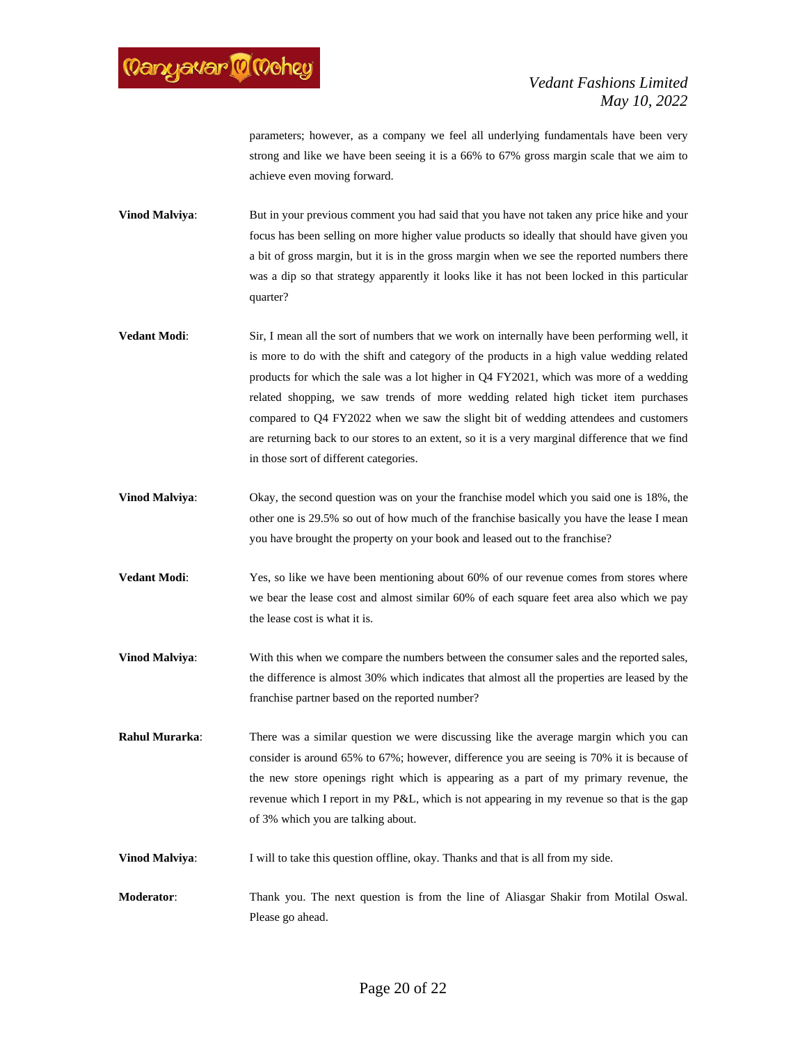parameters; however, as a company we feel all underlying fundamentals have been very strong and like we have been seeing it is a 66% to 67% gross margin scale that we aim to achieve even moving forward.

**Vinod Malviya**: But in your previous comment you had said that you have not taken any price hike and your focus has been selling on more higher value products so ideally that should have given you a bit of gross margin, but it is in the gross margin when we see the reported numbers there was a dip so that strategy apparently it looks like it has not been locked in this particular quarter?

**Vedant Modi**: Sir, I mean all the sort of numbers that we work on internally have been performing well, it is more to do with the shift and category of the products in a high value wedding related products for which the sale was a lot higher in Q4 FY2021, which was more of a wedding related shopping, we saw trends of more wedding related high ticket item purchases compared to Q4 FY2022 when we saw the slight bit of wedding attendees and customers are returning back to our stores to an extent, so it is a very marginal difference that we find in those sort of different categories.

**Vinod Malviya**: Okay, the second question was on your the franchise model which you said one is 18%, the other one is 29.5% so out of how much of the franchise basically you have the lease I mean you have brought the property on your book and leased out to the franchise?

**Vedant Modi**: Yes, so like we have been mentioning about 60% of our revenue comes from stores where we bear the lease cost and almost similar 60% of each square feet area also which we pay the lease cost is what it is.

**Vinod Malviya**: With this when we compare the numbers between the consumer sales and the reported sales, the difference is almost 30% which indicates that almost all the properties are leased by the franchise partner based on the reported number?

**Rahul Murarka**: There was a similar question we were discussing like the average margin which you can consider is around 65% to 67%; however, difference you are seeing is 70% it is because of the new store openings right which is appearing as a part of my primary revenue, the revenue which I report in my P&L, which is not appearing in my revenue so that is the gap of 3% which you are talking about.

**Vinod Malviya**: I will to take this question offline, okay. Thanks and that is all from my side.

**Moderator**: Thank you. The next question is from the line of Aliasgar Shakir from Motilal Oswal. Please go ahead.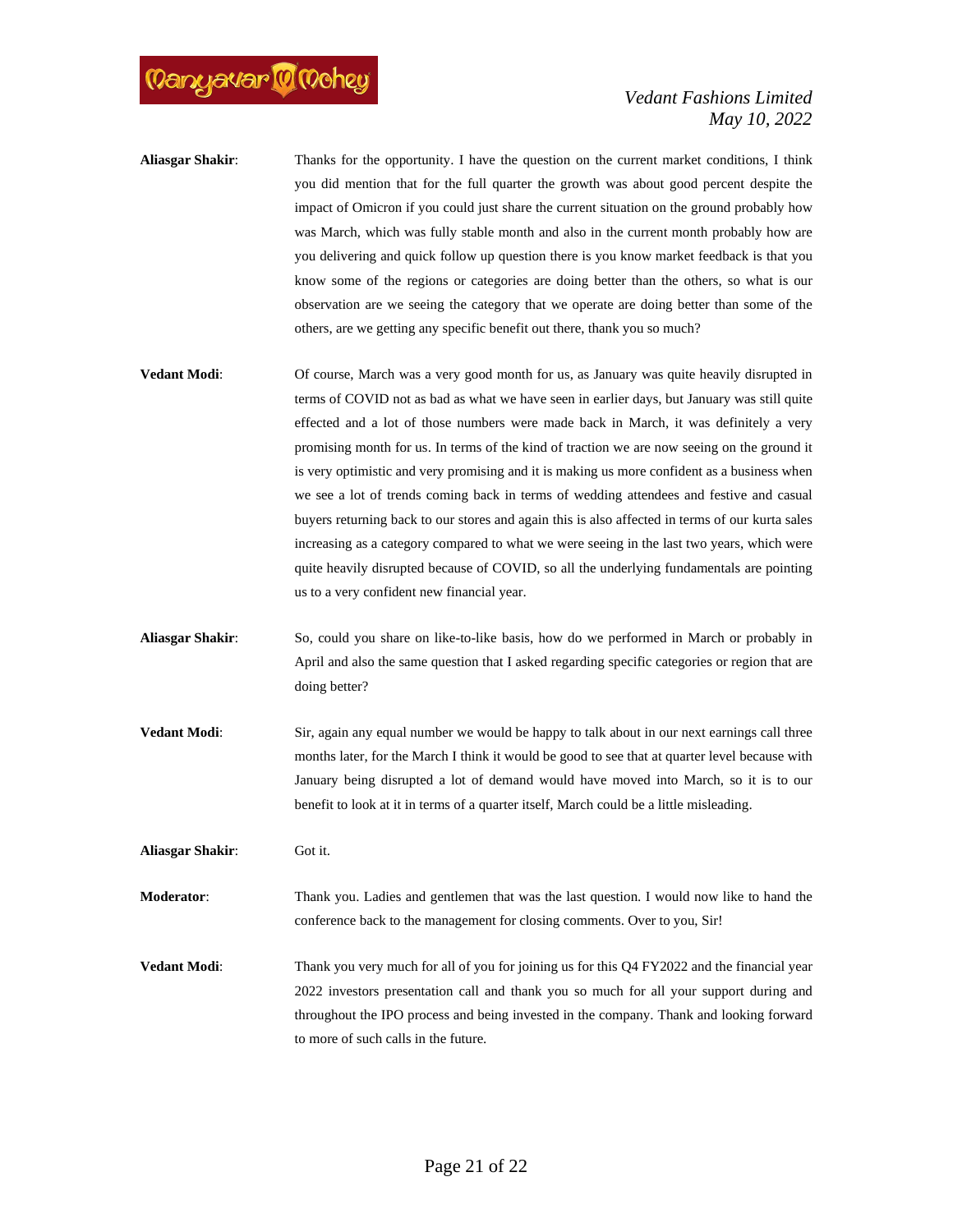**Aliasgar Shakir**: Thanks for the opportunity. I have the question on the current market conditions, I think you did mention that for the full quarter the growth was about good percent despite the impact of Omicron if you could just share the current situation on the ground probably how was March, which was fully stable month and also in the current month probably how are you delivering and quick follow up question there is you know market feedback is that you know some of the regions or categories are doing better than the others, so what is our observation are we seeing the category that we operate are doing better than some of the others, are we getting any specific benefit out there, thank you so much?

**Vedant Modi**: Of course, March was a very good month for us, as January was quite heavily disrupted in terms of COVID not as bad as what we have seen in earlier days, but January was still quite effected and a lot of those numbers were made back in March, it was definitely a very promising month for us. In terms of the kind of traction we are now seeing on the ground it is very optimistic and very promising and it is making us more confident as a business when we see a lot of trends coming back in terms of wedding attendees and festive and casual buyers returning back to our stores and again this is also affected in terms of our kurta sales increasing as a category compared to what we were seeing in the last two years, which were quite heavily disrupted because of COVID, so all the underlying fundamentals are pointing us to a very confident new financial year.

**Aliasgar Shakir**: So, could you share on like-to-like basis, how do we performed in March or probably in April and also the same question that I asked regarding specific categories or region that are doing better?

**Vedant Modi**: Sir, again any equal number we would be happy to talk about in our next earnings call three months later, for the March I think it would be good to see that at quarter level because with January being disrupted a lot of demand would have moved into March, so it is to our benefit to look at it in terms of a quarter itself, March could be a little misleading.

**Aliasgar Shakir**: Got it.

**Moderator**: Thank you. Ladies and gentlemen that was the last question. I would now like to hand the conference back to the management for closing comments. Over to you, Sir!

**Vedant Modi**: Thank you very much for all of you for joining us for this Q4 FY2022 and the financial year 2022 investors presentation call and thank you so much for all your support during and throughout the IPO process and being invested in the company. Thank and looking forward to more of such calls in the future.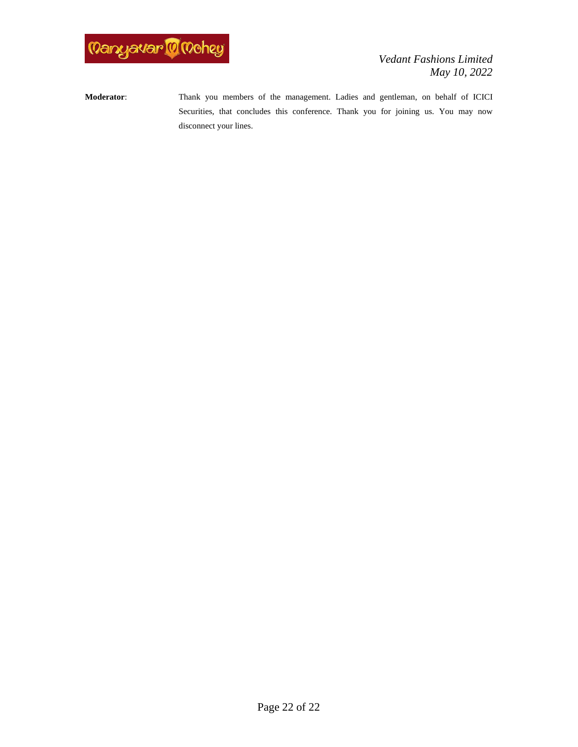**Moderator**: Thank you members of the management. Ladies and gentleman, on behalf of ICICI Securities, that concludes this conference. Thank you for joining us. You may now disconnect your lines.